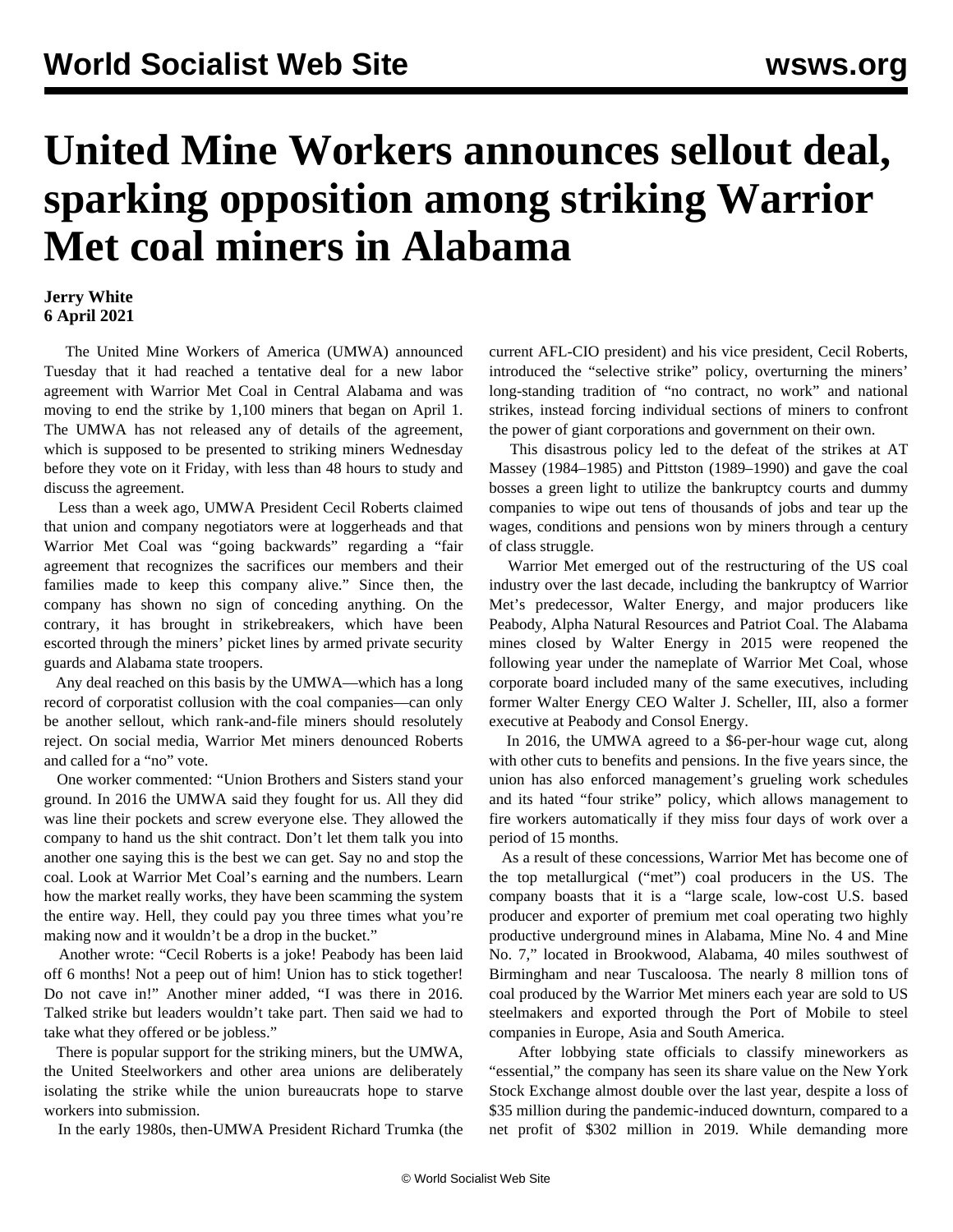# United Mine Workers announces sellout deal, sparking opposition among striking Warrior Met coal miners in Alabama

**Jerry White**
**6 April 2021**

The United Mine Workers of America (UMWA) announced Tuesday that it had reached a tentative deal for a new labor agreement with Warrior Met Coal in Central Alabama and was moving to end the strike by 1,100 miners that began on April 1. The UMWA has not released any of details of the agreement, which is supposed to be presented to striking miners Wednesday before they vote on it Friday, with less than 48 hours to study and discuss the agreement.

Less than a week ago, UMWA President Cecil Roberts claimed that union and company negotiators were at loggerheads and that Warrior Met Coal was "going backwards" regarding a "fair agreement that recognizes the sacrifices our members and their families made to keep this company alive." Since then, the company has shown no sign of conceding anything. On the contrary, it has brought in strikebreakers, which have been escorted through the miners' picket lines by armed private security guards and Alabama state troopers.

Any deal reached on this basis by the UMWA—which has a long record of corporatist collusion with the coal companies—can only be another sellout, which rank-and-file miners should resolutely reject. On social media, Warrior Met miners denounced Roberts and called for a "no" vote.

One worker commented: "Union Brothers and Sisters stand your ground. In 2016 the UMWA said they fought for us. All they did was line their pockets and screw everyone else. They allowed the company to hand us the shit contract. Don't let them talk you into another one saying this is the best we can get. Say no and stop the coal. Look at Warrior Met Coal's earning and the numbers. Learn how the market really works, they have been scamming the system the entire way. Hell, they could pay you three times what you're making now and it wouldn't be a drop in the bucket."

Another wrote: "Cecil Roberts is a joke! Peabody has been laid off 6 months! Not a peep out of him! Union has to stick together! Do not cave in!" Another miner added, "I was there in 2016. Talked strike but leaders wouldn't take part. Then said we had to take what they offered or be jobless."

There is popular support for the striking miners, but the UMWA, the United Steelworkers and other area unions are deliberately isolating the strike while the union bureaucrats hope to starve workers into submission.

In the early 1980s, then-UMWA President Richard Trumka (the current AFL-CIO president) and his vice president, Cecil Roberts, introduced the "selective strike" policy, overturning the miners' long-standing tradition of "no contract, no work" and national strikes, instead forcing individual sections of miners to confront the power of giant corporations and government on their own.

This disastrous policy led to the defeat of the strikes at AT Massey (1984–1985) and Pittston (1989–1990) and gave the coal bosses a green light to utilize the bankruptcy courts and dummy companies to wipe out tens of thousands of jobs and tear up the wages, conditions and pensions won by miners through a century of class struggle.

Warrior Met emerged out of the restructuring of the US coal industry over the last decade, including the bankruptcy of Warrior Met's predecessor, Walter Energy, and major producers like Peabody, Alpha Natural Resources and Patriot Coal. The Alabama mines closed by Walter Energy in 2015 were reopened the following year under the nameplate of Warrior Met Coal, whose corporate board included many of the same executives, including former Walter Energy CEO Walter J. Scheller, III, also a former executive at Peabody and Consol Energy.

In 2016, the UMWA agreed to a $6-per-hour wage cut, along with other cuts to benefits and pensions. In the five years since, the union has also enforced management's grueling work schedules and its hated "four strike" policy, which allows management to fire workers automatically if they miss four days of work over a period of 15 months.

As a result of these concessions, Warrior Met has become one of the top metallurgical ("met") coal producers in the US. The company boasts that it is a "large scale, low-cost U.S. based producer and exporter of premium met coal operating two highly productive underground mines in Alabama, Mine No. 4 and Mine No. 7," located in Brookwood, Alabama, 40 miles southwest of Birmingham and near Tuscaloosa. The nearly 8 million tons of coal produced by the Warrior Met miners each year are sold to US steelmakers and exported through the Port of Mobile to steel companies in Europe, Asia and South America.

After lobbying state officials to classify mineworkers as "essential," the company has seen its share value on the New York Stock Exchange almost double over the last year, despite a loss of $35 million during the pandemic-induced downturn, compared to a net profit of $302 million in 2019. While demanding more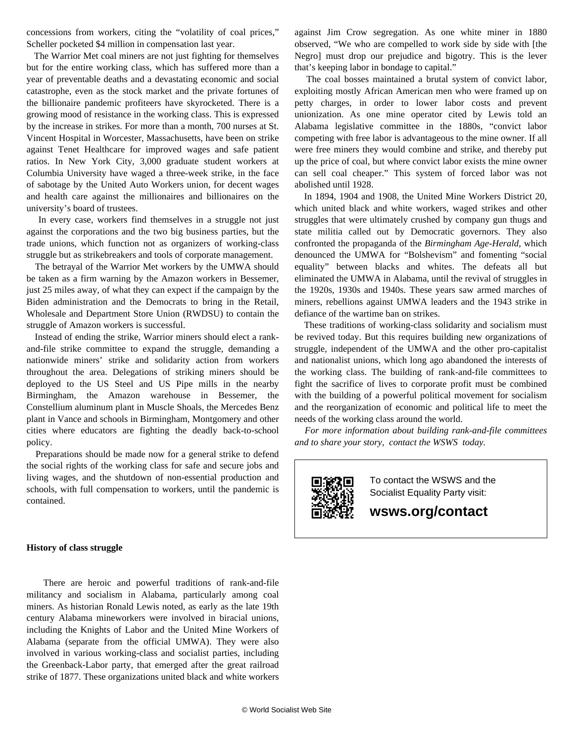concessions from workers, citing the "volatility of coal prices," Scheller pocketed $4 million in compensation last year.

The Warrior Met coal miners are not just fighting for themselves but for the entire working class, which has suffered more than a year of preventable deaths and a devastating economic and social catastrophe, even as the stock market and the private fortunes of the billionaire pandemic profiteers have skyrocketed. There is a growing mood of resistance in the working class. This is expressed by the increase in strikes. For more than a month, 700 nurses at St. Vincent Hospital in Worcester, Massachusetts, have been on strike against Tenet Healthcare for improved wages and safe patient ratios. In New York City, 3,000 graduate student workers at Columbia University have waged a three-week strike, in the face of sabotage by the United Auto Workers union, for decent wages and health care against the millionaires and billionaires on the university's board of trustees.

In every case, workers find themselves in a struggle not just against the corporations and the two big business parties, but the trade unions, which function not as organizers of working-class struggle but as strikebreakers and tools of corporate management.

The betrayal of the Warrior Met workers by the UMWA should be taken as a firm warning by the Amazon workers in Bessemer, just 25 miles away, of what they can expect if the campaign by the Biden administration and the Democrats to bring in the Retail, Wholesale and Department Store Union (RWDSU) to contain the struggle of Amazon workers is successful.

Instead of ending the strike, Warrior miners should elect a rank-and-file strike committee to expand the struggle, demanding a nationwide miners' strike and solidarity action from workers throughout the area. Delegations of striking miners should be deployed to the US Steel and US Pipe mills in the nearby Birmingham, the Amazon warehouse in Bessemer, the Constellium aluminum plant in Muscle Shoals, the Mercedes Benz plant in Vance and schools in Birmingham, Montgomery and other cities where educators are fighting the deadly back-to-school policy.

Preparations should be made now for a general strike to defend the social rights of the working class for safe and secure jobs and living wages, and the shutdown of non-essential production and schools, with full compensation to workers, until the pandemic is contained.

**History of class struggle**

There are heroic and powerful traditions of rank-and-file militancy and socialism in Alabama, particularly among coal miners. As historian Ronald Lewis noted, as early as the late 19th century Alabama mineworkers were involved in biracial unions, including the Knights of Labor and the United Mine Workers of Alabama (separate from the official UMWA). They were also involved in various working-class and socialist parties, including the Greenback-Labor party, that emerged after the great railroad strike of 1877. These organizations united black and white workers against Jim Crow segregation. As one white miner in 1880 observed, "We who are compelled to work side by side with [the Negro] must drop our prejudice and bigotry. This is the lever that's keeping labor in bondage to capital."

The coal bosses maintained a brutal system of convict labor, exploiting mostly African American men who were framed up on petty charges, in order to lower labor costs and prevent unionization. As one mine operator cited by Lewis told an Alabama legislative committee in the 1880s, "convict labor competing with free labor is advantageous to the mine owner. If all were free miners they would combine and strike, and thereby put up the price of coal, but where convict labor exists the mine owner can sell coal cheaper." This system of forced labor was not abolished until 1928.

In 1894, 1904 and 1908, the United Mine Workers District 20, which united black and white workers, waged strikes and other struggles that were ultimately crushed by company gun thugs and state militia called out by Democratic governors. They also confronted the propaganda of the *Birmingham Age-Herald*, which denounced the UMWA for "Bolshevism" and fomenting "social equality" between blacks and whites. The defeats all but eliminated the UMWA in Alabama, until the revival of struggles in the 1920s, 1930s and 1940s. These years saw armed marches of miners, rebellions against UMWA leaders and the 1943 strike in defiance of the wartime ban on strikes.

These traditions of working-class solidarity and socialism must be revived today. But this requires building new organizations of struggle, independent of the UMWA and the other pro-capitalist and nationalist unions, which long ago abandoned the interests of the working class. The building of rank-and-file committees to fight the sacrifice of lives to corporate profit must be combined with the building of a powerful political movement for socialism and the reorganization of economic and political life to meet the needs of the working class around the world.

*For more information about building rank-and-file committees and to share your story, contact the WSWS today.*

To contact the WSWS and the Socialist Equality Party visit:

**wsws.org/contact**